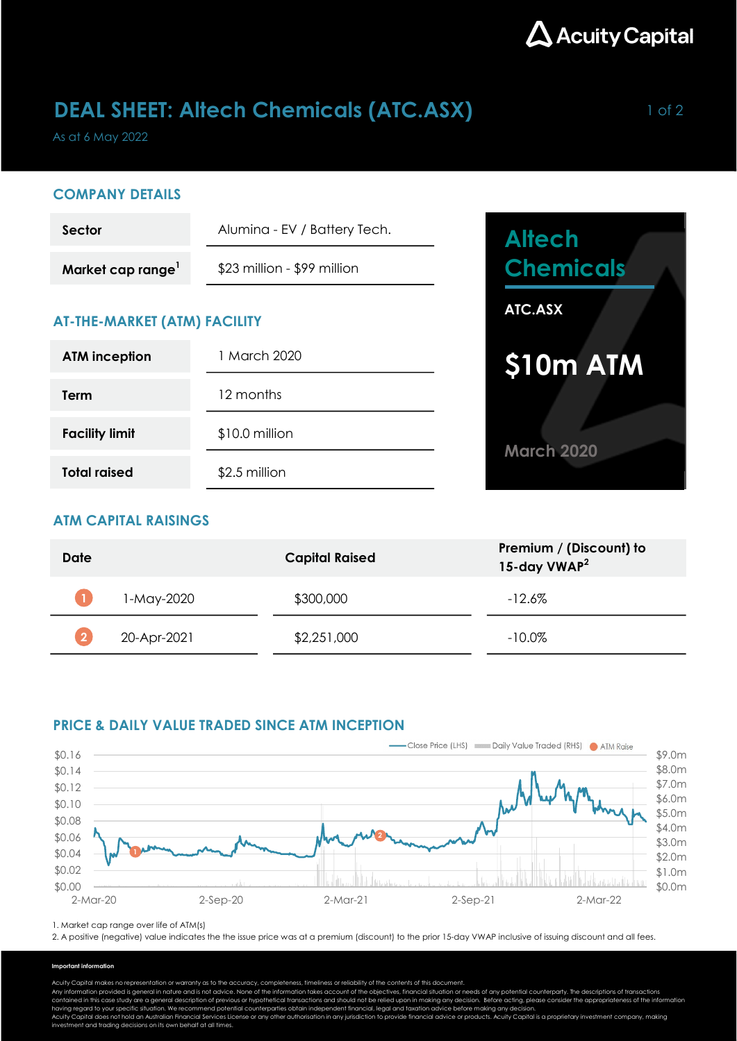# DEAL SHEET: Altech Chemicals (ATC.ASX)

As at 6 May 2022

## COMPANY DETAILS

| | |
|---|---|
| **Sector** | Alumina - EV / Battery Tech. |
| **Market cap range**[1] | $23 million - $99 million |

## AT-THE-MARKET (ATM) FACILITY

| | |
|---|---|
| **ATM inception** | 1 March 2020 |
| **Term** | 12 months |
| **Facility limit** | $10.0 million |
| **Total raised** | $2.5 million |

**Altech Chemicals**

**ATC.ASX**

**$10m ATM**

**March 2020**

## ATM CAPITAL RAISINGS

| | Date | Capital Raised | Premium / (Discount) to 15-day VWAP[2] |
|---|---|---|---|
| 1 | 1-May-2020 | $300,000 | -12.6% |
| 2 | 20-Apr-2021 | $2,251,000 | -10.0% |

## PRICE & DAILY VALUE TRADED SINCE ATM INCEPTION

Close Price (LHS) | Daily Value Traded (RHS) | ATM Raise

Left axis: $0.00, $0.02, $0.04, $0.06, $0.08, $0.10, $0.12, $0.14, $0.16

Right axis: $0.0m, $1.0m, $2.0m, $3.0m, $4.0m, $5.0m, $6.0m, $7.0m, $8.0m, $9.0m

X axis: 2-Mar-20, 2-Sep-20, 2-Mar-21, 2-Sep-21, 2-Mar-22

1. Market cap range over life of ATM(s)
2. A positive (negative) value indicates the the issue price was at a premium (discount) to the prior 15-day VWAP inclusive of issuing discount and all fees.

**Important information**

Acuity Capital makes no representation or warranty as to the accuracy, completeness, timeliness or reliability of the contents of this document.
Any information provided is general in nature and is not advice. None of the information takes account of the objectives, financial situation or needs of any potential counterparty. The descriptions of transactions contained in this case study are a general description of previous or hypothetical transactions and should not be relied upon in making any decision. Before acting, please consider the appropriateness of the information having regard to your specific situation. We recommend potential counterparties obtain independent financial, legal and taxation advice before making any decision.
Acuity Capital does not hold an Australian Financial Services License or any other authorisation in any jurisdiction to provide financial advice or products. Acuity Capital is a proprietary investment company, making investment and trading decisions on its own behalf at all times.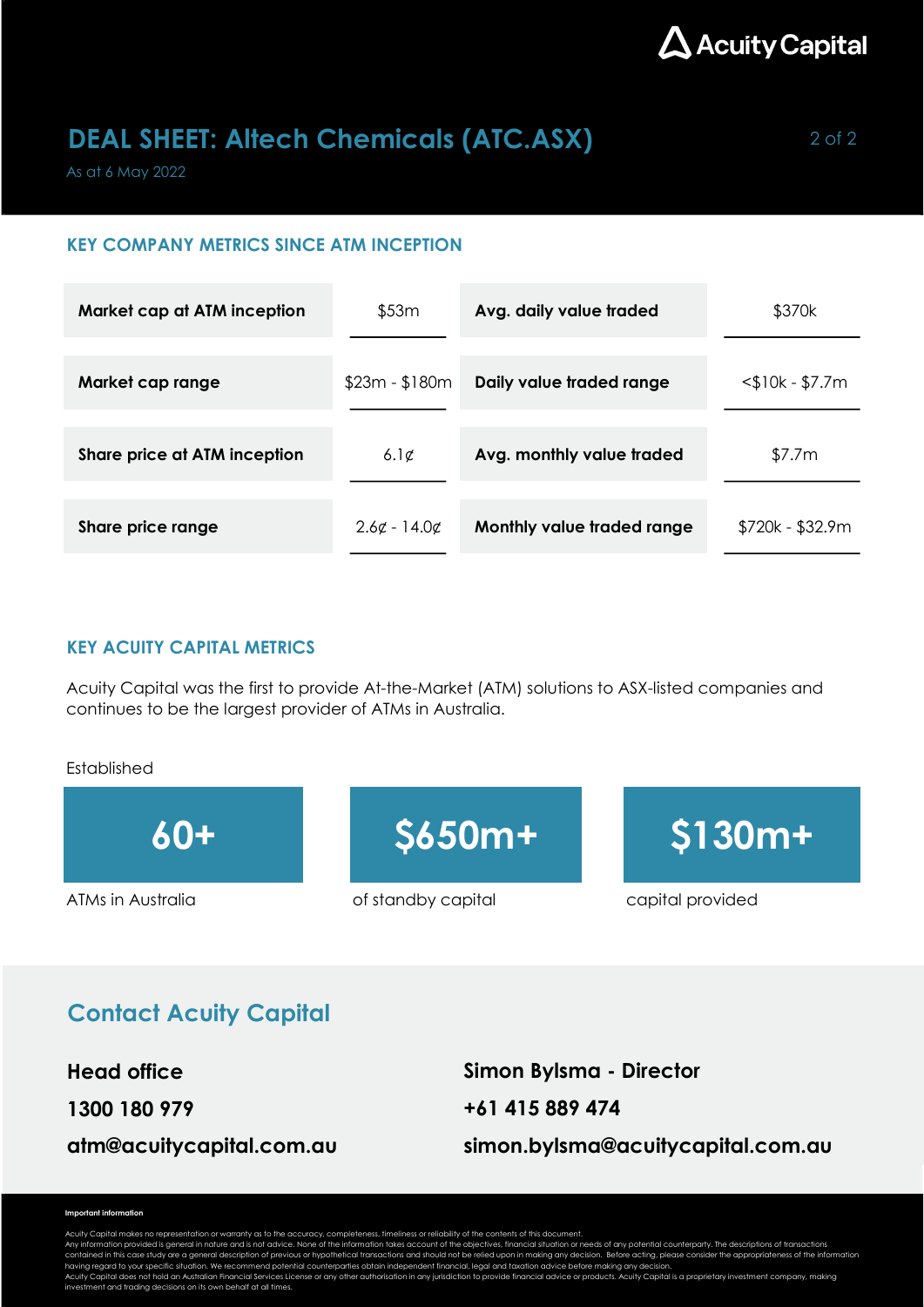# DEAL SHEET: Altech Chemicals (ATC.ASX)

As at 6 May 2022

## KEY COMPANY METRICS SINCE ATM INCEPTION

| | | | |
|---|---|---|---|
| **Market cap at ATM inception** | $53m | **Avg. daily value traded** | $370k |
| **Market cap range** | $23m - $180m | **Daily value traded range** | <$10k - $7.7m |
| **Share price at ATM inception** | 6.1¢ | **Avg. monthly value traded** | $7.7m |
| **Share price range** | 2.6¢ - 14.0¢ | **Monthly value traded range** | $720k - $32.9m |

## KEY ACUITY CAPITAL METRICS

Acuity Capital was the first to provide At-the-Market (ATM) solutions to ASX-listed companies and continues to be the largest provider of ATMs in Australia.

Established

**60+**
ATMs in Australia

**$650m+**
of standby capital

**$130m+**
capital provided

## Contact Acuity Capital

**Head office**

**1300 180 979**

**atm@acuitycapital.com.au**

**Simon Bylsma - Director**

**+61 415 889 474**

**simon.bylsma@acuitycapital.com.au**

**Important information**

Acuity Capital makes no representation or warranty as to the accuracy, completeness, timeliness or reliability of the contents of this document.
Any information provided is general in nature and is not advice. None of the information takes account of the objectives, financial situation or needs of any potential counterparty. The descriptions of transactions contained in this case study are a general description of previous or hypothetical transactions and should not be relied upon in making any decision. Before acting, please consider the appropriateness of the information having regard to your specific situation. We recommend potential counterparties obtain independent financial, legal and taxation advice before making any decision.
Acuity Capital does not hold an Australian Financial Services License or any other authorisation in any jurisdiction to provide financial advice or products. Acuity Capital is a proprietary investment company, making investment and trading decisions on its own behalf at all times.